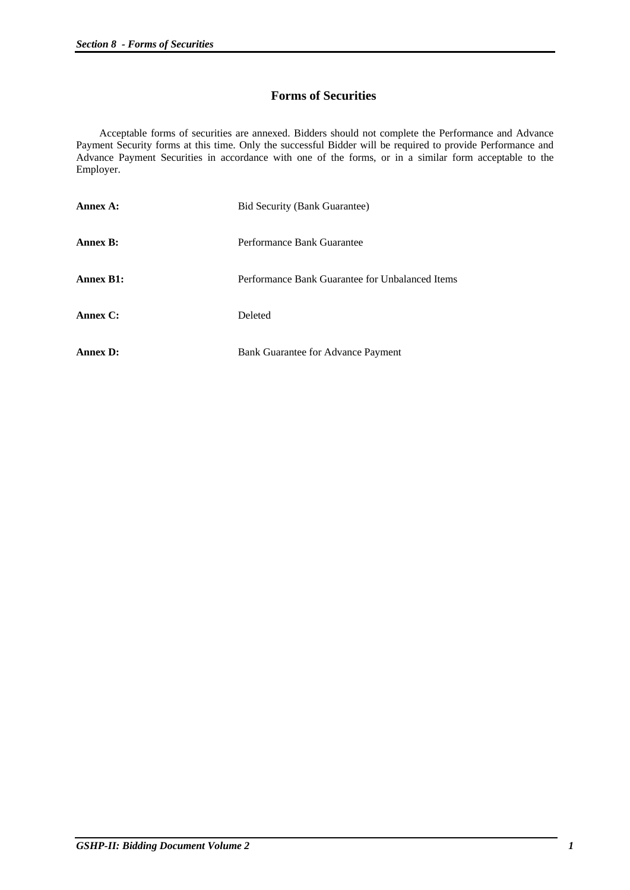# Forms of Securities

Acceptable forms of securities are annexed. Bidders should not complete the Performance and Advance Payment Security forms at this time. Only the successful Bidder will be required to provide Performance and Advance Payment Securities in accordance with one of the forms, or in a similar form acceptable to the Employer.

| | |
|---|---|
| **Annex A:** | Bid Security (Bank Guarantee) |
| **Annex B:** | Performance Bank Guarantee |
| **Annex B1:** | Performance Bank Guarantee for Unbalanced Items |
| **Annex C:** | Deleted |
| **Annex D:** | Bank Guarantee for Advance Payment |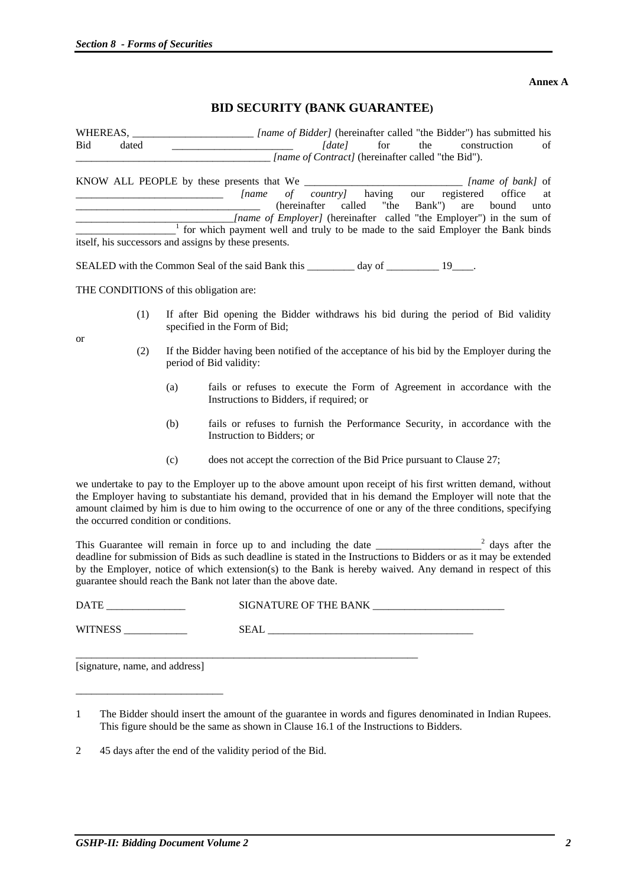**Annex A**

## BID SECURITY (BANK GUARANTEE)

WHEREAS, _______________________ *[name of Bidder]* (hereinafter called "the Bidder") has submitted his Bid dated _______________________ *[date]* for the construction of _____________________________________ *[name of Contract]* (hereinafter called "the Bid").

KNOW ALL PEOPLE by these presents that We _______________________________ *[name of bank]* of ____________________________ *[name of country]* having our registered office at ___________________________________ (hereinafter called "the Bank") are bound unto ______________________________*[name of Employer]* (hereinafter called "the Employer") in the sum of ___________________[1] for which payment well and truly to be made to the said Employer the Bank binds itself, his successors and assigns by these presents.

SEALED with the Common Seal of the said Bank this _________ day of __________ 19____.

THE CONDITIONS of this obligation are:

(1) If after Bid opening the Bidder withdraws his bid during the period of Bid validity specified in the Form of Bid;

or

(2) If the Bidder having been notified of the acceptance of his bid by the Employer during the period of Bid validity:

   (a) fails or refuses to execute the Form of Agreement in accordance with the Instructions to Bidders, if required; or

   (b) fails or refuses to furnish the Performance Security, in accordance with the Instruction to Bidders; or

   (c) does not accept the correction of the Bid Price pursuant to Clause 27;

we undertake to pay to the Employer up to the above amount upon receipt of his first written demand, without the Employer having to substantiate his demand, provided that in his demand the Employer will note that the amount claimed by him is due to him owing to the occurrence of one or any of the three conditions, specifying the occurred condition or conditions.

This Guarantee will remain in force up to and including the date ___________________[2] days after the deadline for submission of Bids as such deadline is stated in the Instructions to Bidders or as it may be extended by the Employer, notice of which extension(s) to the Bank is hereby waived. Any demand in respect of this guarantee should reach the Bank not later than the above date.

DATE _______________ SIGNATURE OF THE BANK _________________________

WITNESS ____________ SEAL _______________________________________

_____________________________________________________________________

[signature, name, and address]

---

1 The Bidder should insert the amount of the guarantee in words and figures denominated in Indian Rupees. This figure should be the same as shown in Clause 16.1 of the Instructions to Bidders.

2 45 days after the end of the validity period of the Bid.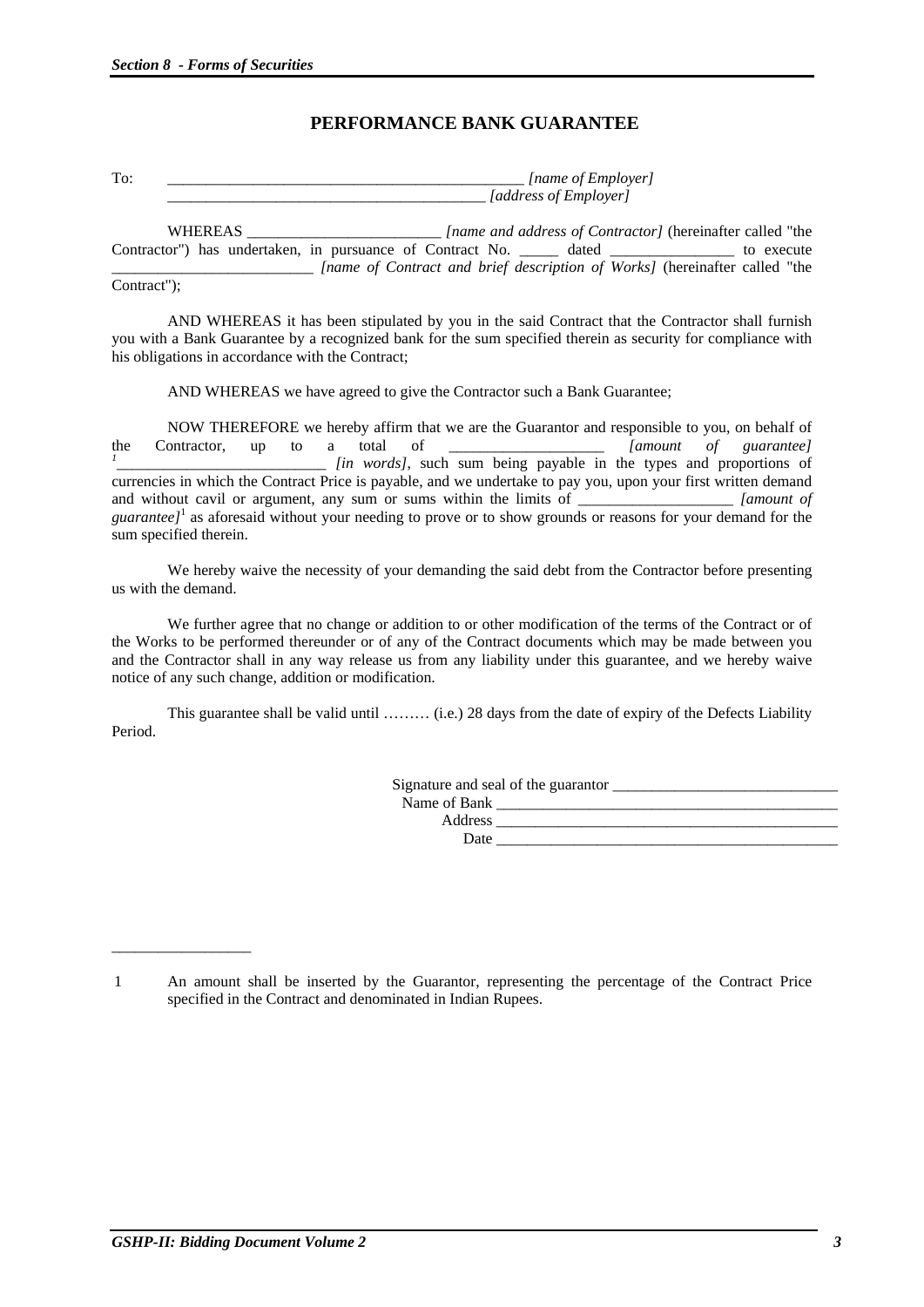# PERFORMANCE BANK GUARANTEE

To: _______________________________________________ *[name of Employer]*
_________________________________________ *[address of Employer]*

WHEREAS _________________________ *[name and address of Contractor]* (hereinafter called "the Contractor") has undertaken, in pursuance of Contract No. _____ dated ________________ to execute _________________________ *[name of Contract and brief description of Works]* (hereinafter called "the Contract");

AND WHEREAS it has been stipulated by you in the said Contract that the Contractor shall furnish you with a Bank Guarantee by a recognized bank for the sum specified therein as security for compliance with his obligations in accordance with the Contract;

AND WHEREAS we have agreed to give the Contractor such a Bank Guarantee;

NOW THEREFORE we hereby affirm that we are the Guarantor and responsible to you, on behalf of the Contractor, up to a total of ___________________ *[amount of guarantee]*[1] __________________________ *[in words]*, such sum being payable in the types and proportions of currencies in which the Contract Price is payable, and we undertake to pay you, upon your first written demand and without cavil or argument, any sum or sums within the limits of ___________________ *[amount of guarantee]*[1] as aforesaid without your needing to prove or to show grounds or reasons for your demand for the sum specified therein.

We hereby waive the necessity of your demanding the said debt from the Contractor before presenting us with the demand.

We further agree that no change or addition to or other modification of the terms of the Contract or of the Works to be performed thereunder or of any of the Contract documents which may be made between you and the Contractor shall in any way release us from any liability under this guarantee, and we hereby waive notice of any such change, addition or modification.

This guarantee shall be valid until ……… (i.e.) 28 days from the date of expiry of the Defects Liability Period.

Signature and seal of the guarantor _____________________________
Name of Bank _____________________________________________
Address _____________________________________________
Date _____________________________________________

---

1 An amount shall be inserted by the Guarantor, representing the percentage of the Contract Price specified in the Contract and denominated in Indian Rupees.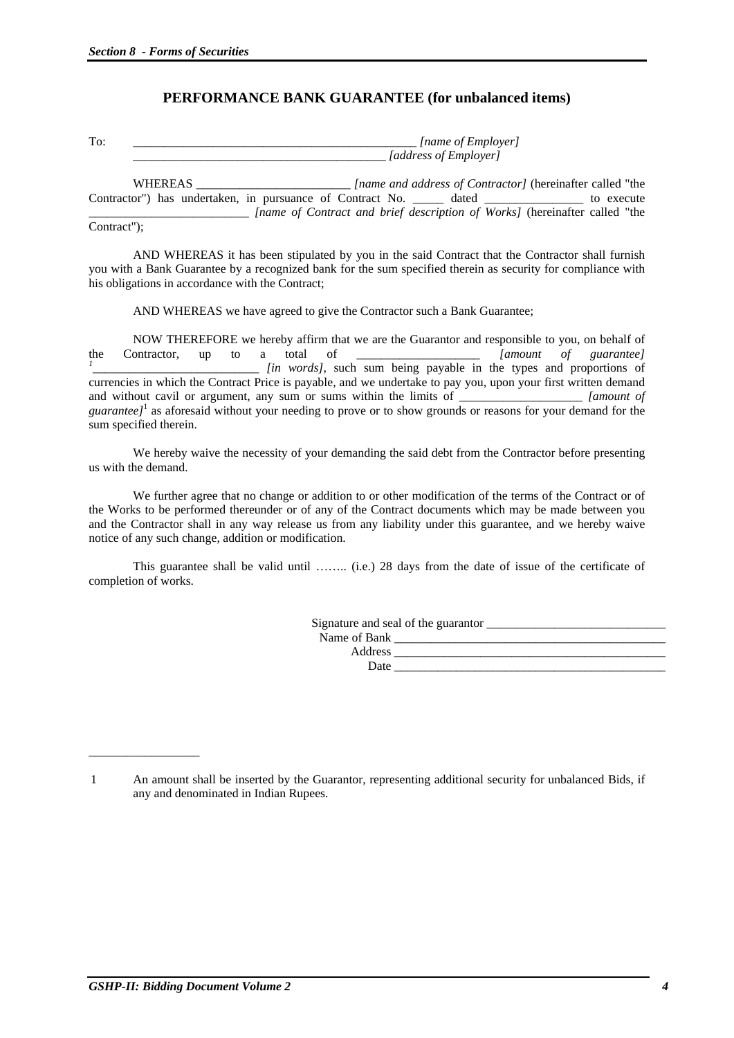## PERFORMANCE BANK GUARANTEE (for unbalanced items)

To: _______________________________________________ *[name of Employer]*
_________________________________________ *[address of Employer]*

WHEREAS _________________________ *[name and address of Contractor]* (hereinafter called "the Contractor") has undertaken, in pursuance of Contract No. _____ dated ________________ to execute _________________________ *[name of Contract and brief description of Works]* (hereinafter called "the Contract");

AND WHEREAS it has been stipulated by you in the said Contract that the Contractor shall furnish you with a Bank Guarantee by a recognized bank for the sum specified therein as security for compliance with his obligations in accordance with the Contract;

AND WHEREAS we have agreed to give the Contractor such a Bank Guarantee;

NOW THEREFORE we hereby affirm that we are the Guarantor and responsible to you, on behalf of the Contractor, up to a total of ____________________ *[amount of guarantee]*[1] __________________________ *[in words]*, such sum being payable in the types and proportions of currencies in which the Contract Price is payable, and we undertake to pay you, upon your first written demand and without cavil or argument, any sum or sums within the limits of ____________________ *[amount of guarantee]*[1] as aforesaid without your needing to prove or to show grounds or reasons for your demand for the sum specified therein.

We hereby waive the necessity of your demanding the said debt from the Contractor before presenting us with the demand.

We further agree that no change or addition to or other modification of the terms of the Contract or of the Works to be performed thereunder or of any of the Contract documents which may be made between you and the Contractor shall in any way release us from any liability under this guarantee, and we hereby waive notice of any such change, addition or modification.

This guarantee shall be valid until …….. (i.e.) 28 days from the date of issue of the certificate of completion of works.

Signature and seal of the guarantor _____________________________
Name of Bank _____________________________________________
Address _____________________________________________
Date _____________________________________________

---

1 An amount shall be inserted by the Guarantor, representing additional security for unbalanced Bids, if any and denominated in Indian Rupees.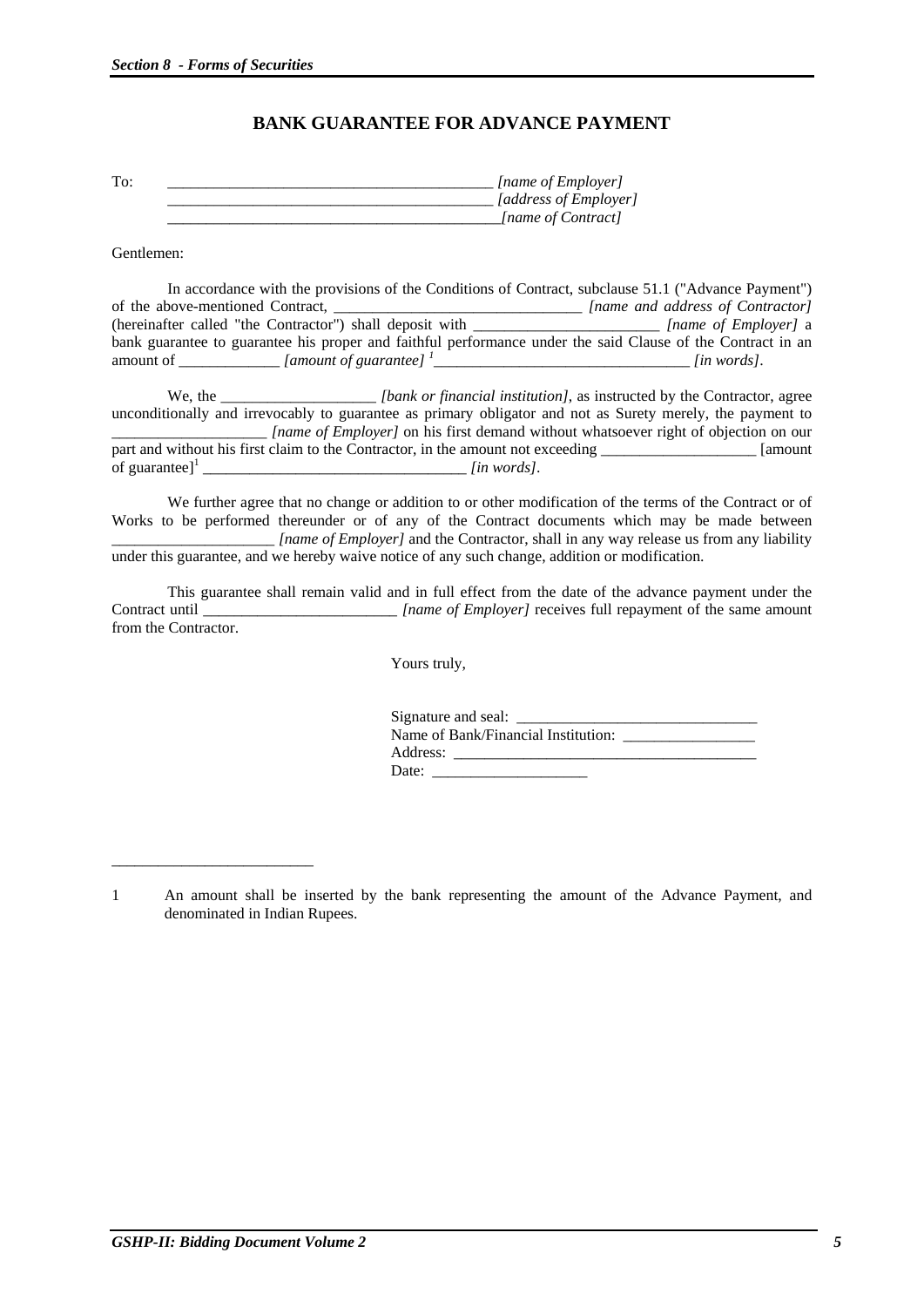## BANK GUARANTEE FOR ADVANCE PAYMENT

To: \_\_\_\_\_\_\_\_\_\_\_\_\_\_\_\_\_\_\_\_\_\_\_\_\_\_\_\_\_\_\_\_\_\_\_\_\_\_\_\_\_ *[name of Employer]*
\_\_\_\_\_\_\_\_\_\_\_\_\_\_\_\_\_\_\_\_\_\_\_\_\_\_\_\_\_\_\_\_\_\_\_\_\_\_\_\_\_ *[address of Employer]*
\_\_\_\_\_\_\_\_\_\_\_\_\_\_\_\_\_\_\_\_\_\_\_\_\_\_\_\_\_\_\_\_\_\_\_\_\_\_\_\_\_ *[name of Contract]*

Gentlemen:

In accordance with the provisions of the Conditions of Contract, subclause 51.1 ("Advance Payment") of the above-mentioned Contract, \_\_\_\_\_\_\_\_\_\_\_\_\_\_\_\_\_\_\_\_\_\_\_\_\_\_\_\_\_\_\_\_ *[name and address of Contractor]* (hereinafter called "the Contractor") shall deposit with \_\_\_\_\_\_\_\_\_\_\_\_\_\_\_\_\_\_\_\_\_\_\_\_ *[name of Employer]* a bank guarantee to guarantee his proper and faithful performance under the said Clause of the Contract in an amount of \_\_\_\_\_\_\_\_\_\_\_\_\_ *[amount of guarantee]* [1] \_\_\_\_\_\_\_\_\_\_\_\_\_\_\_\_\_\_\_\_\_\_\_\_\_\_\_\_\_\_\_\_\_\_ *[in words]*.

We, the \_\_\_\_\_\_\_\_\_\_\_\_\_\_\_\_\_\_\_\_ *[bank or financial institution]*, as instructed by the Contractor, agree unconditionally and irrevocably to guarantee as primary obligator and not as Surety merely, the payment to \_\_\_\_\_\_\_\_\_\_\_\_\_\_\_\_\_\_\_\_ *[name of Employer]* on his first demand without whatsoever right of objection on our part and without his first claim to the Contractor, in the amount not exceeding \_\_\_\_\_\_\_\_\_\_\_\_\_\_\_\_\_\_\_\_ [amount of guarantee][1] \_\_\_\_\_\_\_\_\_\_\_\_\_\_\_\_\_\_\_\_\_\_\_\_\_\_\_\_\_\_\_\_\_\_ *[in words]*.

We further agree that no change or addition to or other modification of the terms of the Contract or of Works to be performed thereunder or of any of the Contract documents which may be made between \_\_\_\_\_\_\_\_\_\_\_\_\_\_\_\_\_\_\_\_\_ *[name of Employer]* and the Contractor, shall in any way release us from any liability under this guarantee, and we hereby waive notice of any such change, addition or modification.

This guarantee shall remain valid and in full effect from the date of the advance payment under the Contract until \_\_\_\_\_\_\_\_\_\_\_\_\_\_\_\_\_\_\_\_\_\_\_\_\_ *[name of Employer]* receives full repayment of the same amount from the Contractor.

Yours truly,

Signature and seal: \_\_\_\_\_\_\_\_\_\_\_\_\_\_\_\_\_\_\_\_\_\_\_\_\_\_\_\_\_\_\_
Name of Bank/Financial Institution: \_\_\_\_\_\_\_\_\_\_\_\_\_\_\_\_\_
Address: \_\_\_\_\_\_\_\_\_\_\_\_\_\_\_\_\_\_\_\_\_\_\_\_\_\_\_\_\_\_\_\_\_\_\_\_\_\_\_
Date: \_\_\_\_\_\_\_\_\_\_\_\_\_\_\_\_\_\_\_\_

---

1 An amount shall be inserted by the bank representing the amount of the Advance Payment, and denominated in Indian Rupees.